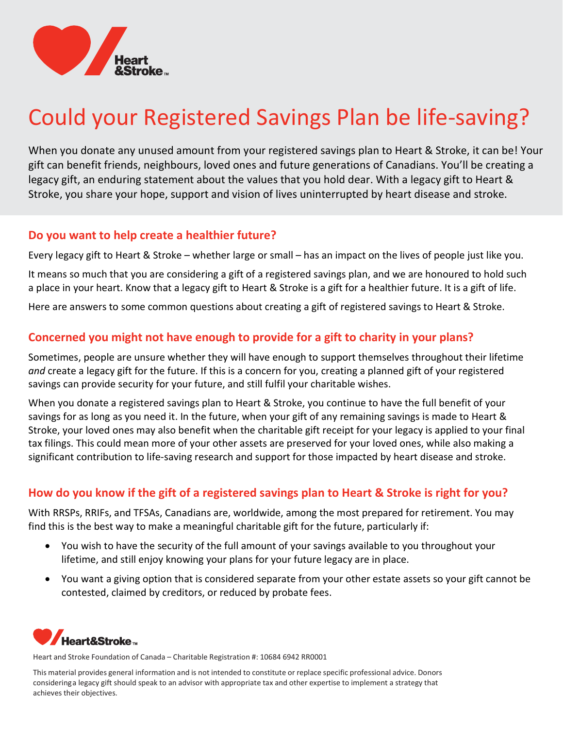# Could your Registered Savings Plan be life-saving?

When you donate any unused amount from your registered savings plan to Heart & Stroke, it can be! Your gift can benefit friends, neighbours, loved ones and future generations of Canadians. You'll be creating a legacy gift, an enduring statement about the values that you hold dear. With a legacy gift to Heart & Stroke, you share your hope, support and vision of lives uninterrupted by heart disease and stroke.

## Do you want to help create a healthier future?

Every legacy gift to Heart & Stroke – whether large or small – has an impact on the lives of people just like you.

It means so much that you are considering a gift of a registered savings plan, and we are honoured to hold such a place in your heart. Know that a legacy gift to Heart & Stroke is a gift for a healthier future. It is a gift of life.

Here are answers to some common questions about creating a gift of registered savings to Heart & Stroke.

## Concerned you might not have enough to provide for a gift to charity in your plans?

Sometimes, people are unsure whether they will have enough to support themselves throughout their lifetime *and* create a legacy gift for the future. If this is a concern for you, creating a planned gift of your registered savings can provide security for your future, and still fulfil your charitable wishes.

When you donate a registered savings plan to Heart & Stroke, you continue to have the full benefit of your savings for as long as you need it. In the future, when your gift of any remaining savings is made to Heart & Stroke, your loved ones may also benefit when the charitable gift receipt for your legacy is applied to your final tax filings. This could mean more of your other assets are preserved for your loved ones, while also making a significant contribution to life-saving research and support for those impacted by heart disease and stroke.

## How do you know if the gift of a registered savings plan to Heart & Stroke is right for you?

With RRSPs, RRIFs, and TFSAs, Canadians are, worldwide, among the most prepared for retirement. You may find this is the best way to make a meaningful charitable gift for the future, particularly if:

- You wish to have the security of the full amount of your savings available to you throughout your lifetime, and still enjoy knowing your plans for your future legacy are in place.
- You want a giving option that is considered separate from your other estate assets so your gift cannot be contested, claimed by creditors, or reduced by probate fees.

Heart and Stroke Foundation of Canada – Charitable Registration #: 10684 6942 RR0001

This material provides general information and is not intended to constitute or replace specific professional advice. Donors considering a legacy gift should speak to an advisor with appropriate tax and other expertise to implement a strategy that achieves their objectives.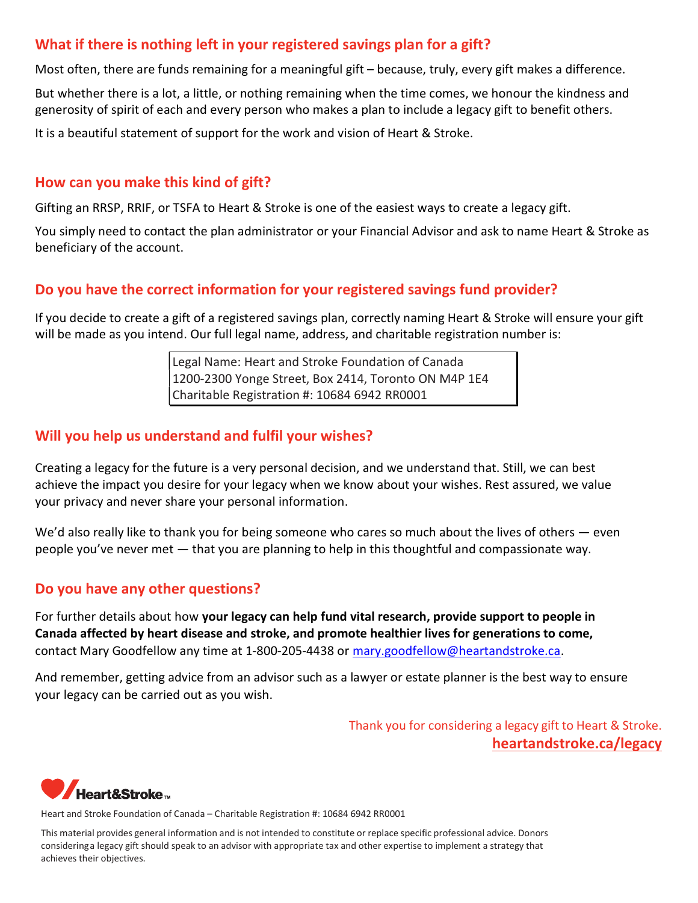## What if there is nothing left in your registered savings plan for a gift?

Most often, there are funds remaining for a meaningful gift – because, truly, every gift makes a difference.

But whether there is a lot, a little, or nothing remaining when the time comes, we honour the kindness and generosity of spirit of each and every person who makes a plan to include a legacy gift to benefit others.

It is a beautiful statement of support for the work and vision of Heart & Stroke.

## How can you make this kind of gift?

Gifting an RRSP, RRIF, or TSFA to Heart & Stroke is one of the easiest ways to create a legacy gift.

You simply need to contact the plan administrator or your Financial Advisor and ask to name Heart & Stroke as beneficiary of the account.

## Do you have the correct information for your registered savings fund provider?

If you decide to create a gift of a registered savings plan, correctly naming Heart & Stroke will ensure your gift will be made as you intend. Our full legal name, address, and charitable registration number is:

Legal Name: Heart and Stroke Foundation of Canada
1200-2300 Yonge Street, Box 2414, Toronto ON M4P 1E4
Charitable Registration #: 10684 6942 RR0001

## Will you help us understand and fulfil your wishes?

Creating a legacy for the future is a very personal decision, and we understand that. Still, we can best achieve the impact you desire for your legacy when we know about your wishes. Rest assured, we value your privacy and never share your personal information.

We'd also really like to thank you for being someone who cares so much about the lives of others — even people you've never met — that you are planning to help in this thoughtful and compassionate way.

## Do you have any other questions?

For further details about how **your legacy can help fund vital research, provide support to people in Canada affected by heart disease and stroke, and promote healthier lives for generations to come,** contact Mary Goodfellow any time at 1-800-205-4438 or mary.goodfellow@heartandstroke.ca.

And remember, getting advice from an advisor such as a lawyer or estate planner is the best way to ensure your legacy can be carried out as you wish.

Thank you for considering a legacy gift to Heart & Stroke.
**heartandstroke.ca/legacy**

Heart&Stroke™

Heart and Stroke Foundation of Canada – Charitable Registration #: 10684 6942 RR0001

This material provides general information and is not intended to constitute or replace specific professional advice. Donors considering a legacy gift should speak to an advisor with appropriate tax and other expertise to implement a strategy that achieves their objectives.